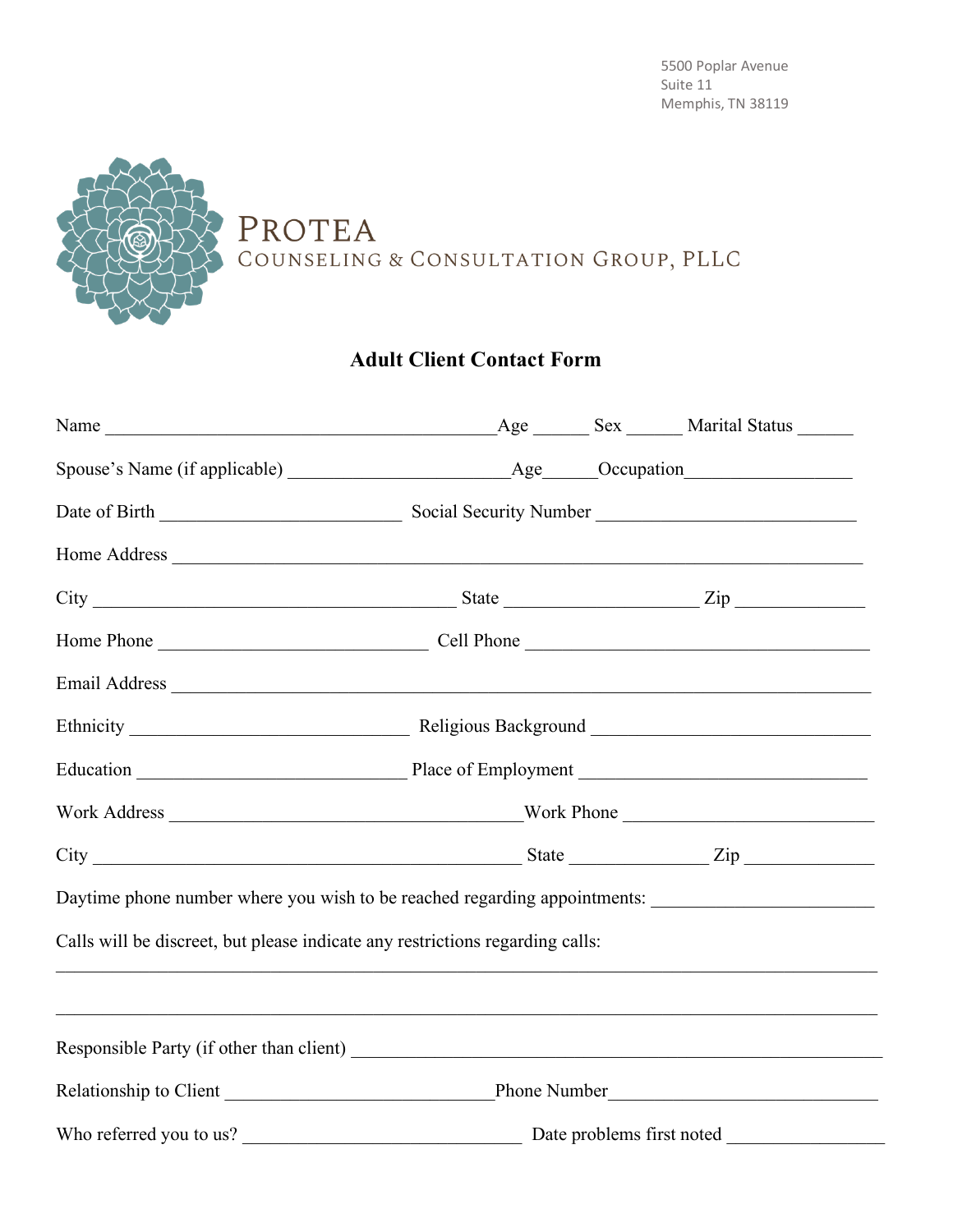5500 Poplar Avenue
Suite 11
Memphis, TN 38119

PROTEA
COUNSELING & CONSULTATION GROUP, PLLC

# Adult Client Contact Form

Name ___________________________________________Age ______ Sex ______ Marital Status ______

Spouse's Name (if applicable) ________________________Age______Occupation__________________

Date of Birth __________________________ Social Security Number ___________________________

Home Address ___________________________________________________________________________

City ________________________________________ State _____________________ Zip ______________

Home Phone _____________________________ Cell Phone ______________________________________

Email Address ___________________________________________________________________________

Ethnicity ______________________________ Religious Background ______________________________

Education _____________________________ Place of Employment _____________________________

Work Address _______________________________________Work Phone __________________________

City _______________________________________________ State _______________ Zip ______________

Daytime phone number where you wish to be reached regarding appointments: ________________________

Calls will be discreet, but please indicate any restrictions regarding calls:

_________________________________________________________________________________________

_________________________________________________________________________________________

Responsible Party (if other than client) ___________________________________________________________

Relationship to Client _____________________________Phone Number_____________________________

Who referred you to us? ______________________________ Date problems first noted _________________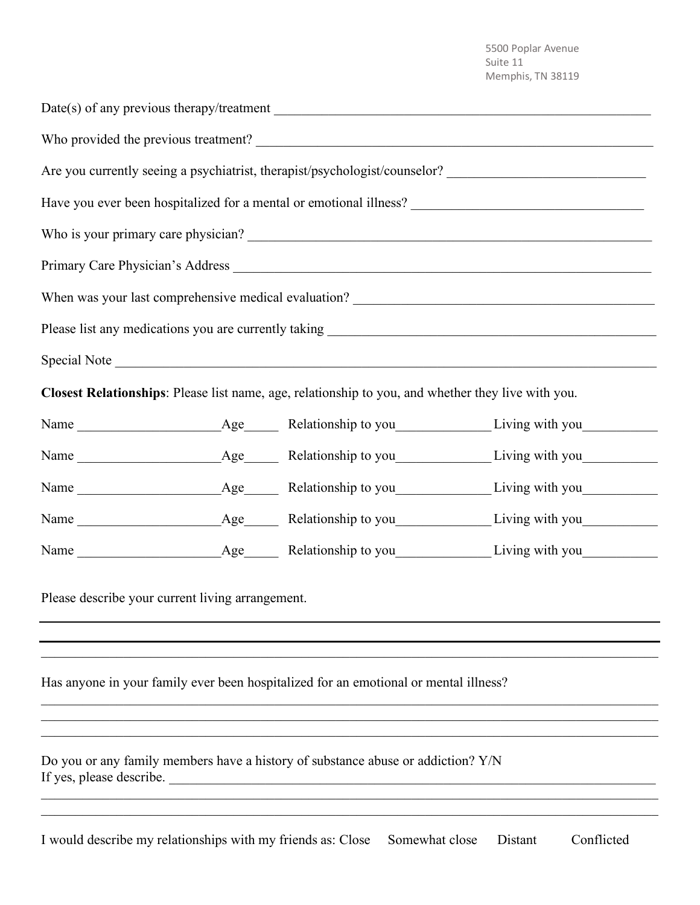5500 Poplar Avenue
Suite 11
Memphis, TN 38119

Date(s) of any previous therapy/treatment ____________________________________________

Who provided the previous treatment? ____________________________________________

Are you currently seeing a psychiatrist, therapist/psychologist/counselor? ______________________

Have you ever been hospitalized for a mental or emotional illness? ______________________

Who is your primary care physician? ____________________________________________

Primary Care Physician's Address ____________________________________________

When was your last comprehensive medical evaluation? ______________________________

Please list any medications you are currently taking ________________________________

Special Note ____________________________________________________________

**Closest Relationships**: Please list name, age, relationship to you, and whether they live with you.

Name ____________________ Age_____ Relationship to you_____________ Living with you__________

Name ____________________ Age_____ Relationship to you_____________ Living with you__________

Name ____________________ Age_____ Relationship to you_____________ Living with you__________

Name ____________________ Age_____ Relationship to you_____________ Living with you__________

Name ____________________ Age_____ Relationship to you_____________ Living with you__________

Please describe your current living arrangement.

________________________________________________________________________

________________________________________________________________________

________________________________________________________________________

Has anyone in your family ever been hospitalized for an emotional or mental illness?

________________________________________________________________________

________________________________________________________________________

________________________________________________________________________

Do you or any family members have a history of substance abuse or addiction? Y/N
If yes, please describe. ____________________________________________________

________________________________________________________________________

________________________________________________________________________

I would describe my relationships with my friends as: Close Somewhat close Distant Conflicted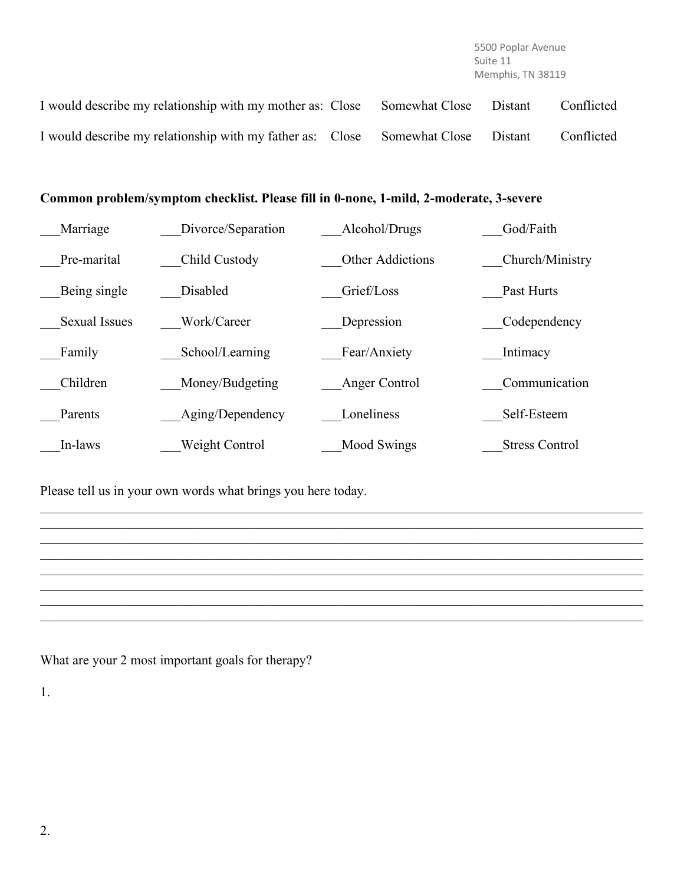5500 Poplar Avenue
Suite 11
Memphis, TN 38119

I would describe my relationship with my mother as: Close Somewhat Close Distant Conflicted

I would describe my relationship with my father as: Close Somewhat Close Distant Conflicted

**Common problem/symptom checklist. Please fill in 0-none, 1-mild, 2-moderate, 3-severe**

| | | | |
|---|---|---|---|
| ___Marriage | ___Divorce/Separation | ___Alcohol/Drugs | ___God/Faith |
| ___Pre-marital | ___Child Custody | ___Other Addictions | ___Church/Ministry |
| ___Being single | ___Disabled | ___Grief/Loss | ___Past Hurts |
| ___Sexual Issues | ___Work/Career | ___Depression | ___Codependency |
| ___Family | ___School/Learning | ___Fear/Anxiety | ___Intimacy |
| ___Children | ___Money/Budgeting | ___Anger Control | ___Communication |
| ___Parents | ___Aging/Dependency | ___Loneliness | ___Self-Esteem |
| ___In-laws | ___Weight Control | ___Mood Swings | ___Stress Control |

Please tell us in your own words what brings you here today.

________________________________________________________________________________
________________________________________________________________________________
________________________________________________________________________________
________________________________________________________________________________
________________________________________________________________________________
________________________________________________________________________________
________________________________________________________________________________
________________________________________________________________________________

What are your 2 most important goals for therapy?

1.

2.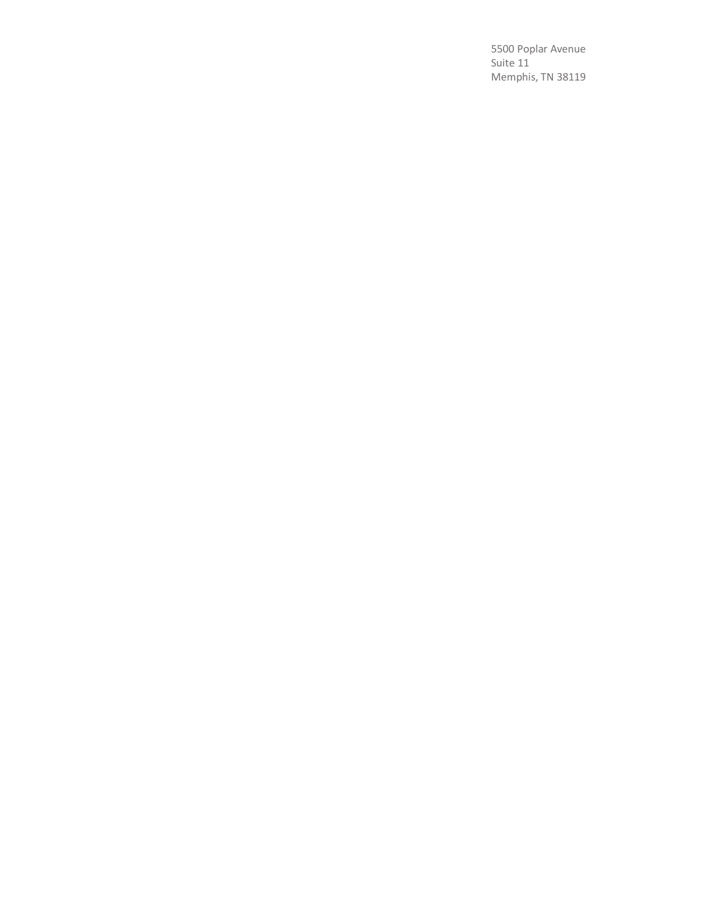5500 Poplar Avenue
Suite 11
Memphis, TN 38119